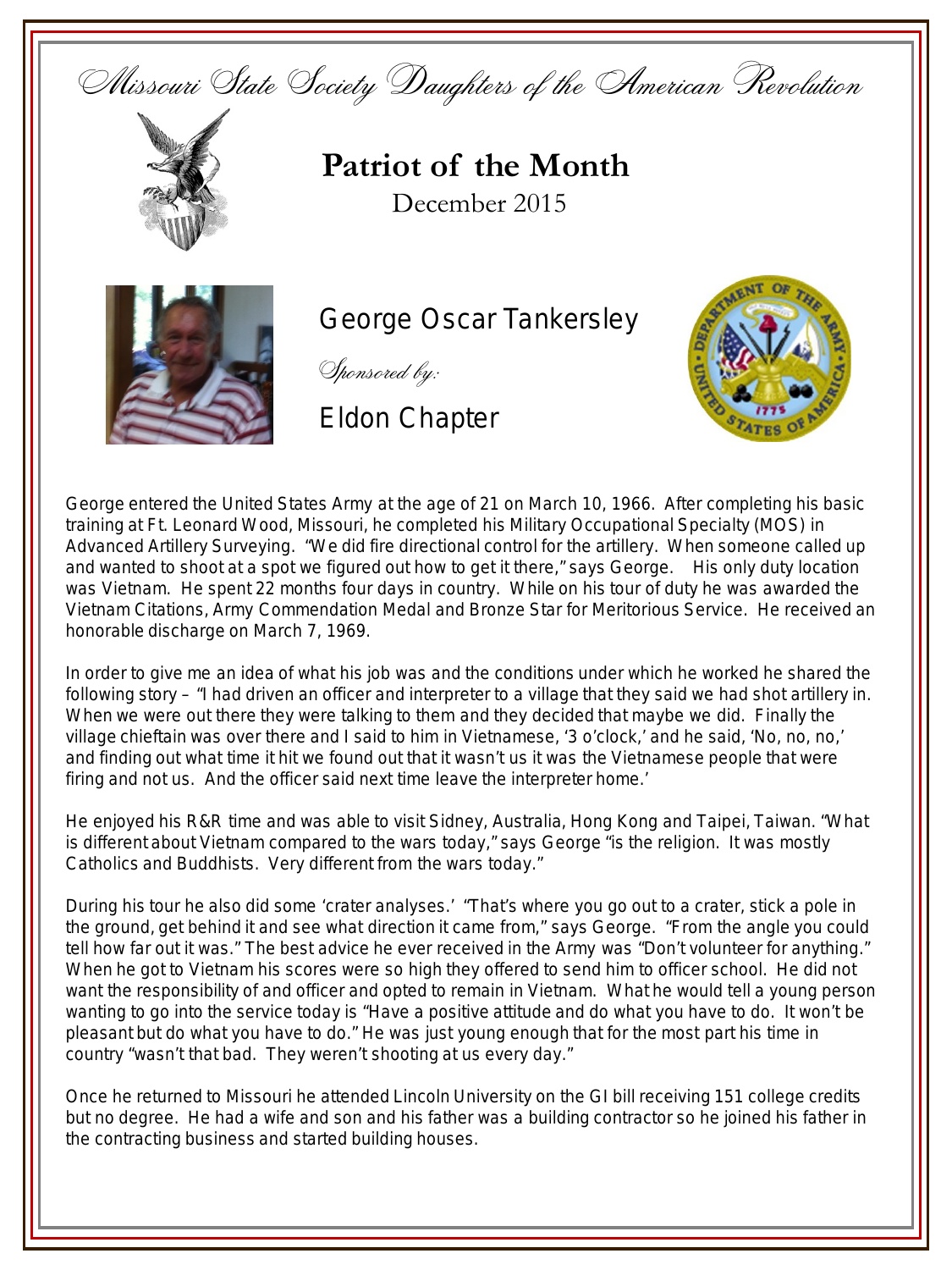Missouri State Society Daughters of the American Revolution

# Patriot of the Month

December 2015

## George Oscar Tankersley

*Sponsored by:*

Eldon Chapter

George entered the United States Army at the age of 21 on March 10, 1966. After completing his basic training at Ft. Leonard Wood, Missouri, he completed his Military Occupational Specialty (MOS) in Advanced Artillery Surveying. "We did fire directional control for the artillery. When someone called up and wanted to shoot at a spot we figured out how to get it there," says George. His only duty location was Vietnam. He spent 22 months four days in country. While on his tour of duty he was awarded the Vietnam Citations, Army Commendation Medal and Bronze Star for Meritorious Service. He received an honorable discharge on March 7, 1969.

In order to give me an idea of what his job was and the conditions under which he worked he shared the following story – "I had driven an officer and interpreter to a village that they said we had shot artillery in. When we were out there they were talking to them and they decided that maybe we did. Finally the village chieftain was over there and I said to him in Vietnamese, '3 o'clock,' and he said, 'No, no, no,' and finding out what time it hit we found out that it wasn't us it was the Vietnamese people that were firing and not us. And the officer said next time leave the interpreter home.'

He enjoyed his R&R time and was able to visit Sidney, Australia, Hong Kong and Taipei, Taiwan. "What is different about Vietnam compared to the wars today," says George "is the religion. It was mostly Catholics and Buddhists. Very different from the wars today."

During his tour he also did some 'crater analyses.' "That's where you go out to a crater, stick a pole in the ground, get behind it and see what direction it came from," says George. "From the angle you could tell how far out it was." The best advice he ever received in the Army was "Don't volunteer for anything." When he got to Vietnam his scores were so high they offered to send him to officer school. He did not want the responsibility of and officer and opted to remain in Vietnam. What he would tell a young person wanting to go into the service today is "Have a positive attitude and do what you have to do. It won't be pleasant but do what you have to do." He was just young enough that for the most part his time in country "wasn't that bad. They weren't shooting at us every day."

Once he returned to Missouri he attended Lincoln University on the GI bill receiving 151 college credits but no degree. He had a wife and son and his father was a building contractor so he joined his father in the contracting business and started building houses.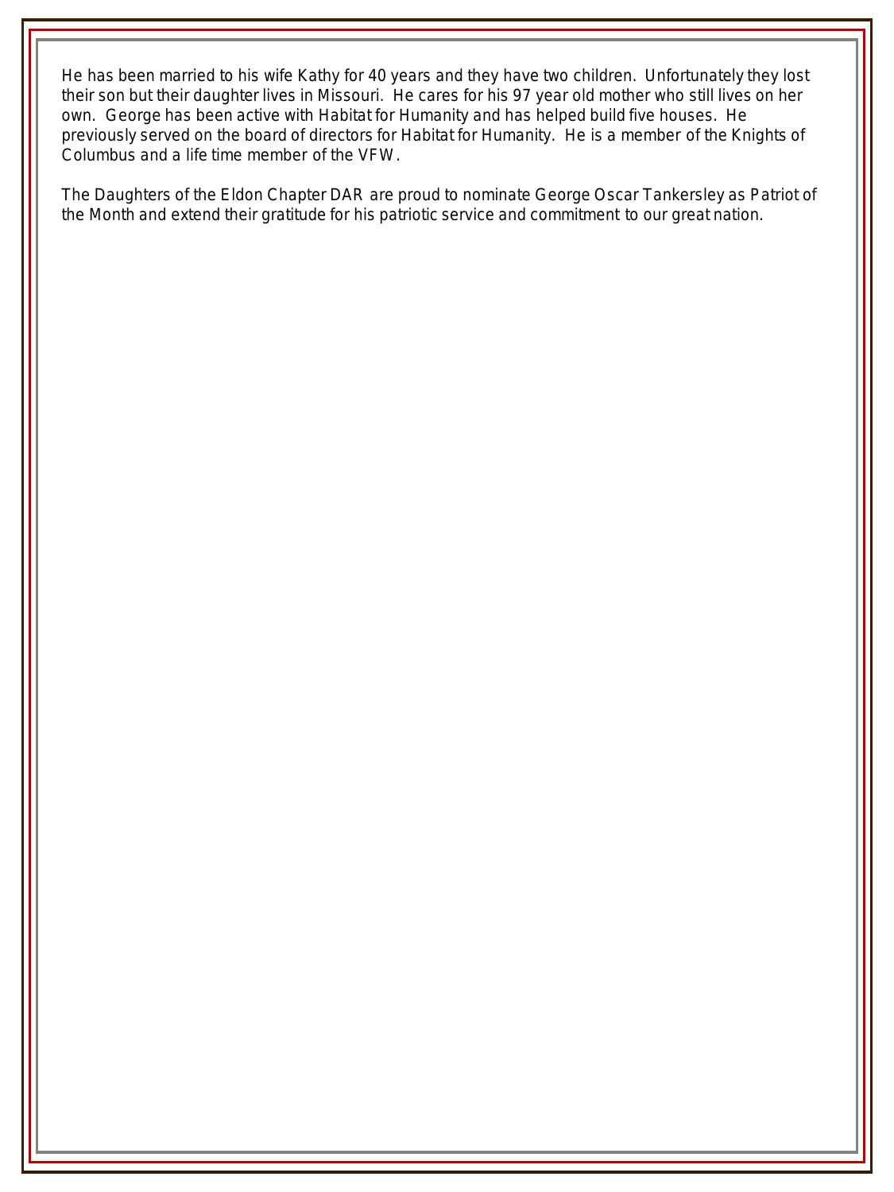He has been married to his wife Kathy for 40 years and they have two children. Unfortunately they lost their son but their daughter lives in Missouri. He cares for his 97 year old mother who still lives on her own. George has been active with Habitat for Humanity and has helped build five houses. He previously served on the board of directors for Habitat for Humanity. He is a member of the Knights of Columbus and a life time member of the VFW.

The Daughters of the Eldon Chapter DAR are proud to nominate George Oscar Tankersley as Patriot of the Month and extend their gratitude for his patriotic service and commitment to our great nation.